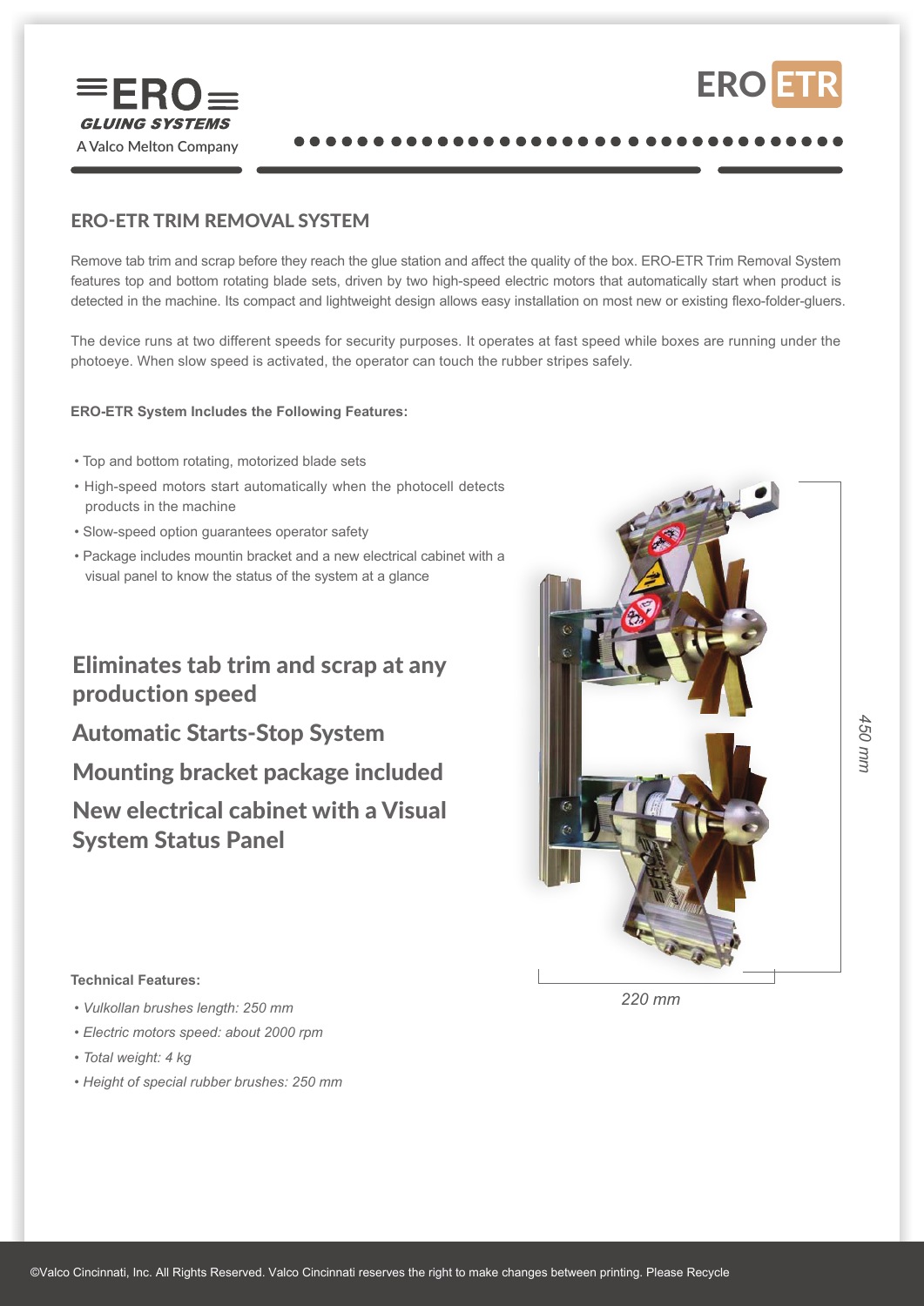# ERO-ETR TRIM REMOVAL SYSTEM

Remove tab trim and scrap before they reach the glue station and affect the quality of the box. ERO-ETR Trim Removal System features top and bottom rotating blade sets, driven by two high-speed electric motors that automatically start when product is detected in the machine. Its compact and lightweight design allows easy installation on most new or existing flexo-folder-gluers.

The device runs at two different speeds for security purposes. It operates at fast speed while boxes are running under the photoeye. When slow speed is activated, the operator can touch the rubber stripes safely.

**ERO-ETR System Includes the Following Features:**

- Top and bottom rotating, motorized blade sets
- High-speed motors start automatically when the photocell detects products in the machine
- Slow-speed option guarantees operator safety
- Package includes mountin bracket and a new electrical cabinet with a visual panel to know the status of the system at a glance

## Eliminates tab trim and scrap at any production speed

## Automatic Starts-Stop System

## Mounting bracket package included

## New electrical cabinet with a Visual System Status Panel

450 mm

220 mm

**Technical Features:**

- *Vulkollan brushes length: 250 mm*
- *Electric motors speed: about 2000 rpm*
- *Total weight: 4 kg*
- *Height of special rubber brushes: 250 mm*

©Valco Cincinnati, Inc. All Rights Reserved. Valco Cincinnati reserves the right to make changes between printing. Please Recycle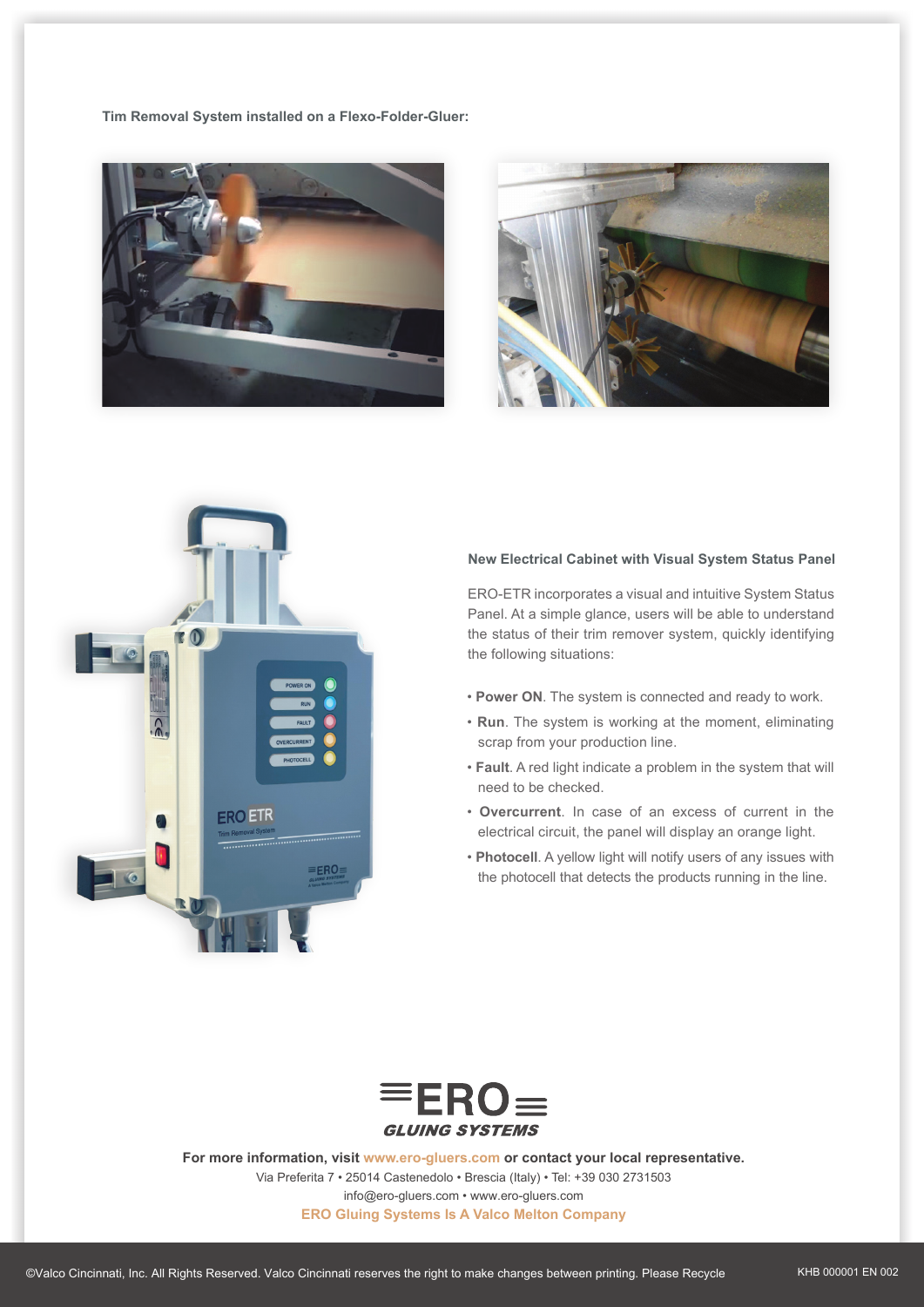**Tim Removal System installed on a Flexo-Folder-Gluer:**

### New Electrical Cabinet with Visual System Status Panel

ERO-ETR incorporates a visual and intuitive System Status Panel. At a simple glance, users will be able to understand the status of their trim remover system, quickly identifying the following situations:

- **Power ON**. The system is connected and ready to work.
- **Run**. The system is working at the moment, eliminating scrap from your production line.
- **Fault**. A red light indicate a problem in the system that will need to be checked.
- **Overcurrent**. In case of an excess of current in the electrical circuit, the panel will display an orange light.
- **Photocell**. A yellow light will notify users of any issues with the photocell that detects the products running in the line.

**ERO GLUING SYSTEMS**

**For more information, visit www.ero-gluers.com or contact your local representative.**

Via Preferita 7 • 25014 Castenedolo • Brescia (Italy) • Tel: +39 030 2731503

info@ero-gluers.com • www.ero-gluers.com

**ERO Gluing Systems Is A Valco Melton Company**

©Valco Cincinnati, Inc. All Rights Reserved. Valco Cincinnati reserves the right to make changes between printing. Please Recycle

KHB 000001 EN 002